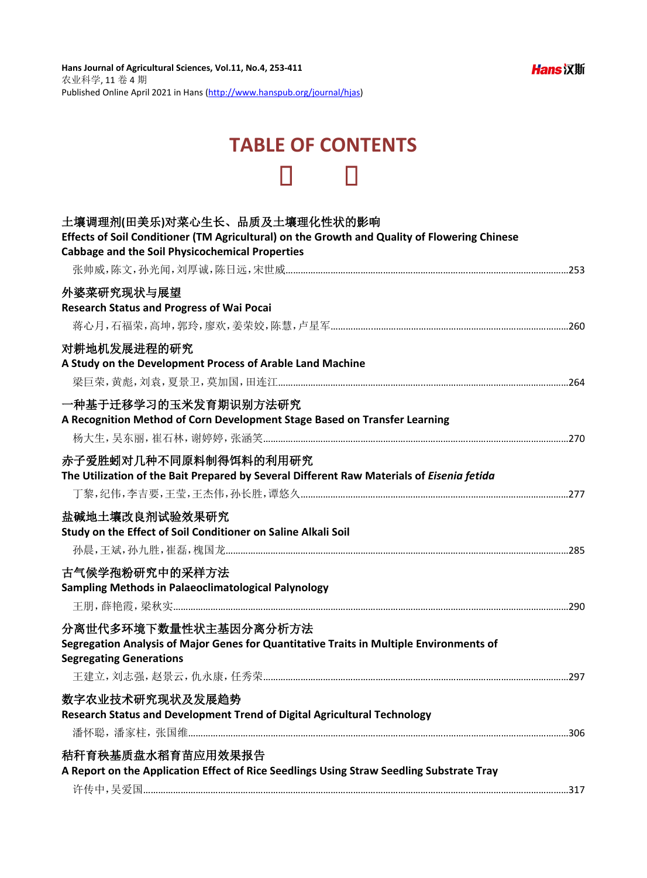# TABLE OF CONTENTS

**土壤调理剂(田美乐)对菜心生长、品质及土壤理化性状的影响**
**Effects of Soil Conditioner (TM Agricultural) on the Growth and Quality of Flowering Chinese Cabbage and the Soil Physicochemical Properties**
张帅威，陈文，孙光闻，刘厚诚，陈日远，宋世威……253

**外婆菜研究现状与展望**
**Research Status and Progress of Wai Pocai**
蒋心月，石福荣，高坤，郭玲，廖欢，姜荣姣，陈慧，卢星军……260

**对耕地机发展进程的研究**
**A Study on the Development Process of Arable Land Machine**
梁巨荣，黄彪，刘袁，夏景卫，莫加国，田连江……264

**一种基于迁移学习的玉米发育期识别方法研究**
**A Recognition Method of Corn Development Stage Based on Transfer Learning**
杨大生，吴东丽，崔石林，谢婷婷，张涵笑……270

**赤子爱胜蚓对几种不同原料制得饵料的利用研究**
**The Utilization of the Bait Prepared by Several Different Raw Materials of *Eisenia fetida***
丁黎，纪伟，李吉要，王莹，王杰伟，孙长胜，谭悠久……277

**盐碱地土壤改良剂试验效果研究**
**Study on the Effect of Soil Conditioner on Saline Alkali Soil**
孙晨，王斌，孙九胜，崔磊，槐国龙……285

**古气候学孢粉研究中的采样方法**
**Sampling Methods in Palaeoclimatological Palynology**
王朋，薛艳霞，梁秋实……290

**分离世代多环境下数量性状主基因分离分析方法**
**Segregation Analysis of Major Genes for Quantitative Traits in Multiple Environments of Segregating Generations**
王建立，刘志强，赵景云，仇永康，任秀荣……297

**数字农业技术研究现状及发展趋势**
**Research Status and Development Trend of Digital Agricultural Technology**
潘怀聪，潘家柱，张国维……306

**秸秆育秧基质盘水稻育苗应用效果报告**
**A Report on the Application Effect of Rice Seedlings Using Straw Seedling Substrate Tray**
许传中，吴爱国……317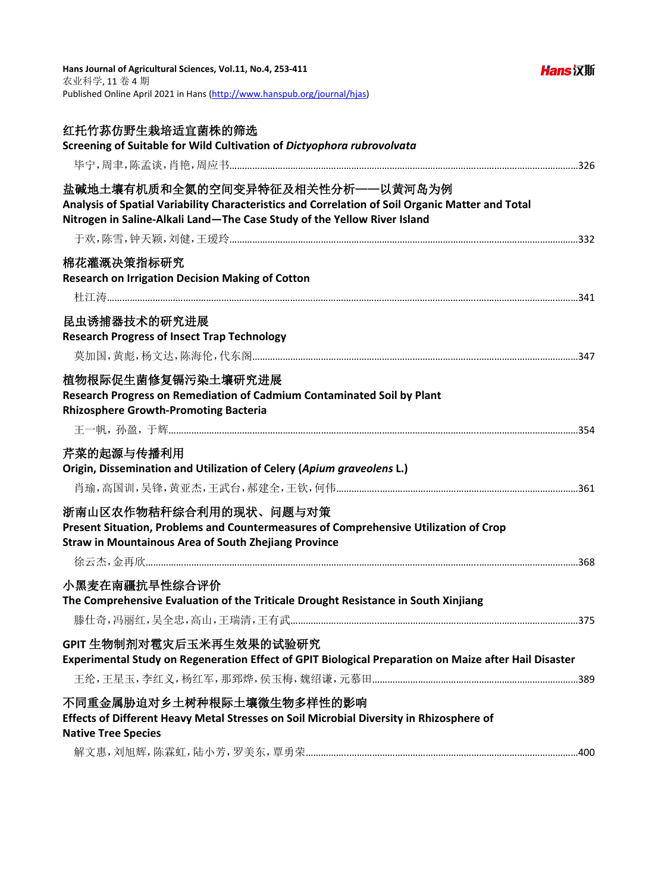红托竹荪仿野生栽培适宜菌株的筛选

**Screening of Suitable for Wild Cultivation of *Dictyophora rubrovolvata***

毕宁，周聿，陈孟谈，肖艳，周应书……326

盐碱地土壤有机质和全氮的空间变异特征及相关性分析——以黄河岛为例

**Analysis of Spatial Variability Characteristics and Correlation of Soil Organic Matter and Total Nitrogen in Saline-Alkali Land—The Case Study of the Yellow River Island**

于欢，陈雪，钟天颖，刘健，王瑗玲……332

棉花灌溉决策指标研究

**Research on Irrigation Decision Making of Cotton**

杜江涛……341

昆虫诱捕器技术的研究进展

**Research Progress of Insect Trap Technology**

莫加国，黄彪，杨文达，陈海伦，代东阁……347

植物根际促生菌修复镉污染土壤研究进展

**Research Progress on Remediation of Cadmium Contaminated Soil by Plant Rhizosphere Growth-Promoting Bacteria**

王一帆，孙盈，于辉……354

芹菜的起源与传播利用

**Origin, Dissemination and Utilization of Celery (*Apium graveolens* L.)**

肖瑜，高国训，吴锋，黄亚杰，王武台，郝建全，王钦，何伟……361

浙南山区农作物秸秆综合利用的现状、问题与对策

**Present Situation, Problems and Countermeasures of Comprehensive Utilization of Crop Straw in Mountainous Area of South Zhejiang Province**

徐云杰，金再欣……368

小黑麦在南疆抗旱性综合评价

**The Comprehensive Evaluation of the Triticale Drought Resistance in South Xinjiang**

滕仕奇，冯丽红，吴全忠，高山，王瑞清，王有武……375

GPIT 生物制剂对雹灾后玉米再生效果的试验研究

**Experimental Study on Regeneration Effect of GPIT Biological Preparation on Maize after Hail Disaster**

王纶，王星玉，李红义，杨红军，那到烨，侯玉梅，魏绍谦，元慕田……389

不同重金属胁迫对乡土树种根际土壤微生物多样性的影响

**Effects of Different Heavy Metal Stresses on Soil Microbial Diversity in Rhizosphere of Native Tree Species**

解文惠，刘旭辉，陈霖虹，陆小芳，罗美东，覃勇荣……400